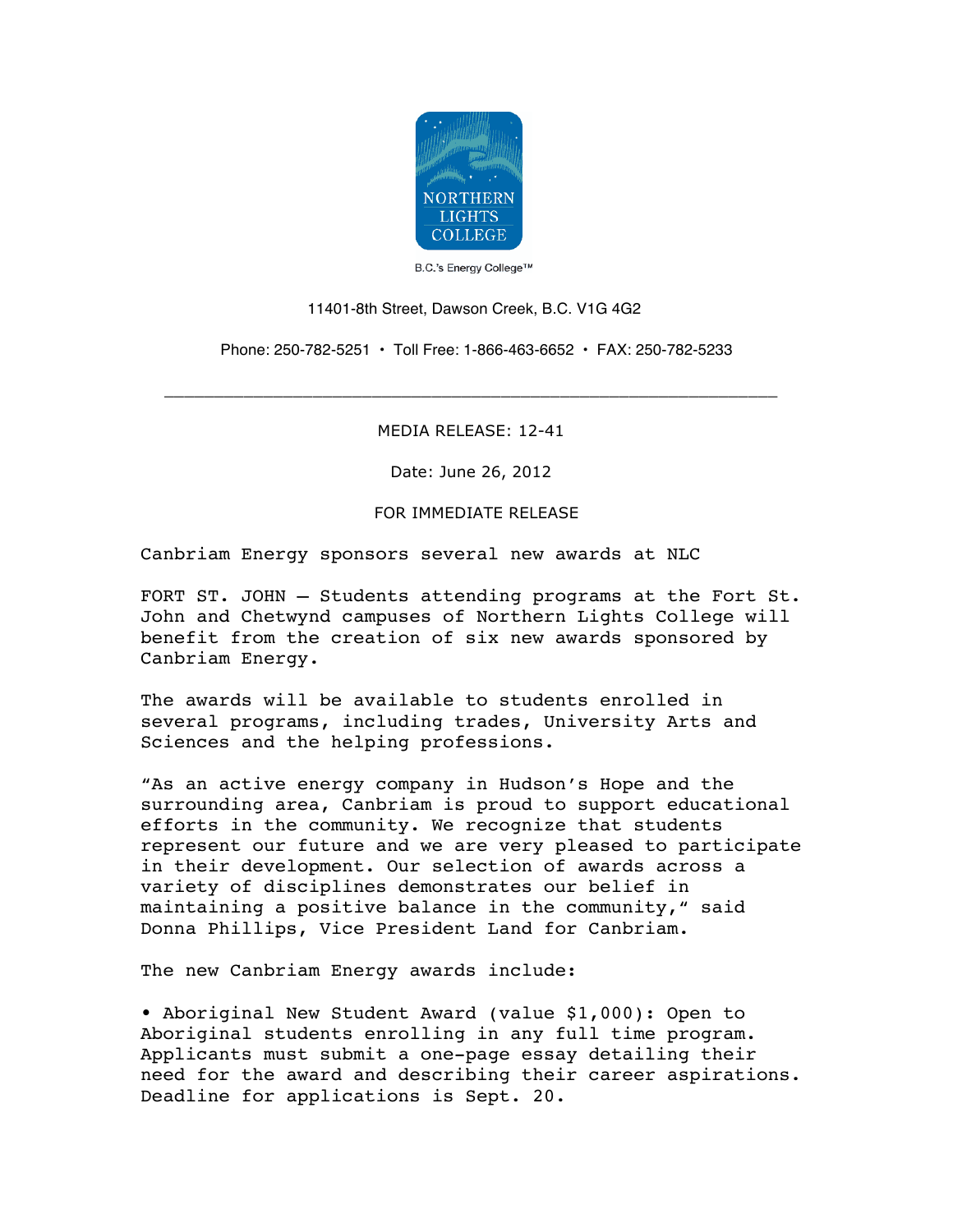NORTHERN LIGHTS COLLEGE

B.C.'s Energy College™

11401-8th Street, Dawson Creek, B.C. V1G 4G2

Phone: 250-782-5251 • Toll Free: 1-866-463-6652 • FAX: 250-782-5233

---

MEDIA RELEASE: 12-41

Date: June 26, 2012

FOR IMMEDIATE RELEASE

Canbriam Energy sponsors several new awards at NLC

FORT ST. JOHN – Students attending programs at the Fort St. John and Chetwynd campuses of Northern Lights College will benefit from the creation of six new awards sponsored by Canbriam Energy.

The awards will be available to students enrolled in several programs, including trades, University Arts and Sciences and the helping professions.

"As an active energy company in Hudson's Hope and the surrounding area, Canbriam is proud to support educational efforts in the community. We recognize that students represent our future and we are very pleased to participate in their development. Our selection of awards across a variety of disciplines demonstrates our belief in maintaining a positive balance in the community," said Donna Phillips, Vice President Land for Canbriam.

The new Canbriam Energy awards include:

• Aboriginal New Student Award (value $1,000): Open to Aboriginal students enrolling in any full time program. Applicants must submit a one-page essay detailing their need for the award and describing their career aspirations. Deadline for applications is Sept. 20.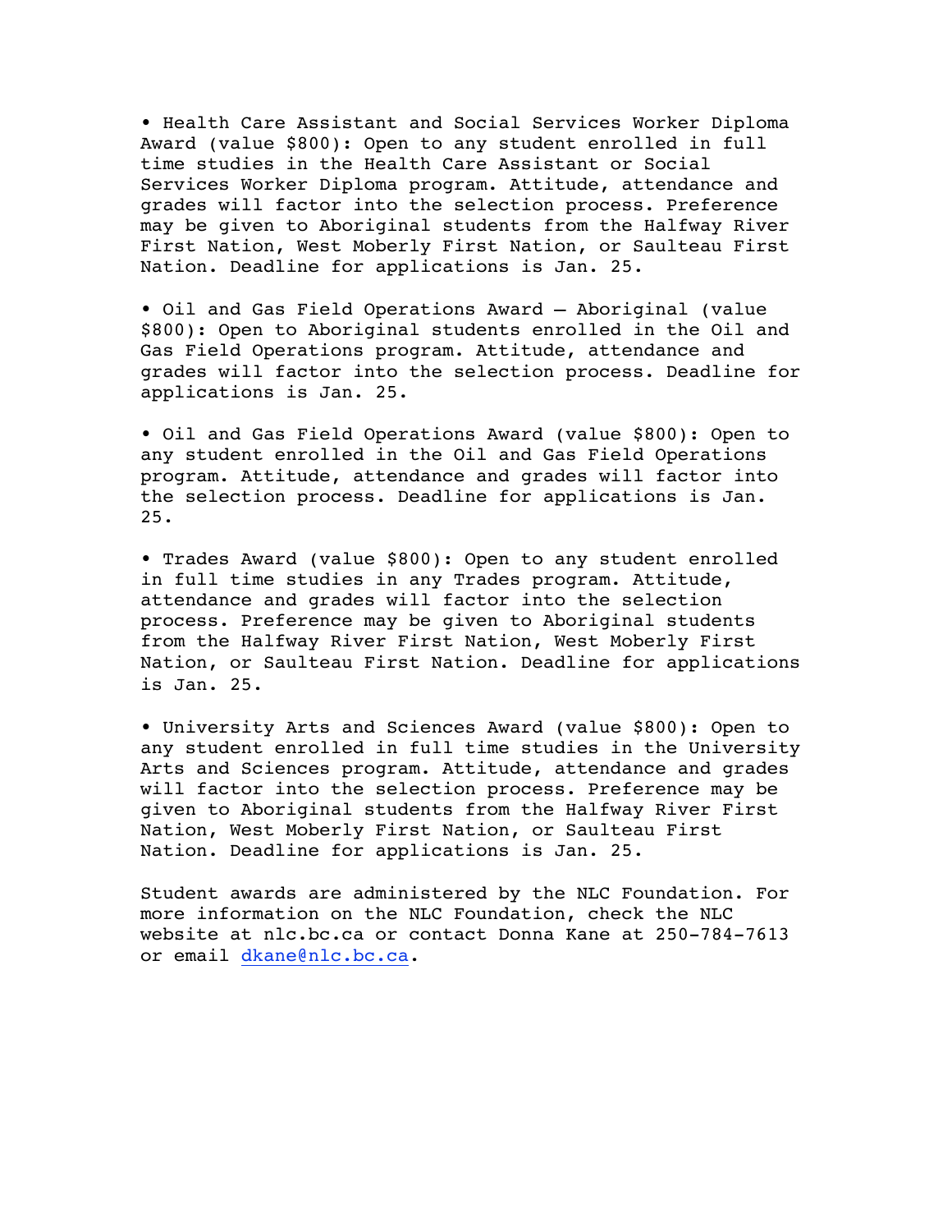- Health Care Assistant and Social Services Worker Diploma Award (value $800): Open to any student enrolled in full time studies in the Health Care Assistant or Social Services Worker Diploma program. Attitude, attendance and grades will factor into the selection process. Preference may be given to Aboriginal students from the Halfway River First Nation, West Moberly First Nation, or Saulteau First Nation. Deadline for applications is Jan. 25.

- Oil and Gas Field Operations Award – Aboriginal (value $800): Open to Aboriginal students enrolled in the Oil and Gas Field Operations program. Attitude, attendance and grades will factor into the selection process. Deadline for applications is Jan. 25.

- Oil and Gas Field Operations Award (value $800): Open to any student enrolled in the Oil and Gas Field Operations program. Attitude, attendance and grades will factor into the selection process. Deadline for applications is Jan. 25.

- Trades Award (value $800): Open to any student enrolled in full time studies in any Trades program. Attitude, attendance and grades will factor into the selection process. Preference may be given to Aboriginal students from the Halfway River First Nation, West Moberly First Nation, or Saulteau First Nation. Deadline for applications is Jan. 25.

- University Arts and Sciences Award (value $800): Open to any student enrolled in full time studies in the University Arts and Sciences program. Attitude, attendance and grades will factor into the selection process. Preference may be given to Aboriginal students from the Halfway River First Nation, West Moberly First Nation, or Saulteau First Nation. Deadline for applications is Jan. 25.

Student awards are administered by the NLC Foundation. For more information on the NLC Foundation, check the NLC website at nlc.bc.ca or contact Donna Kane at 250-784-7613 or email dkane@nlc.bc.ca.